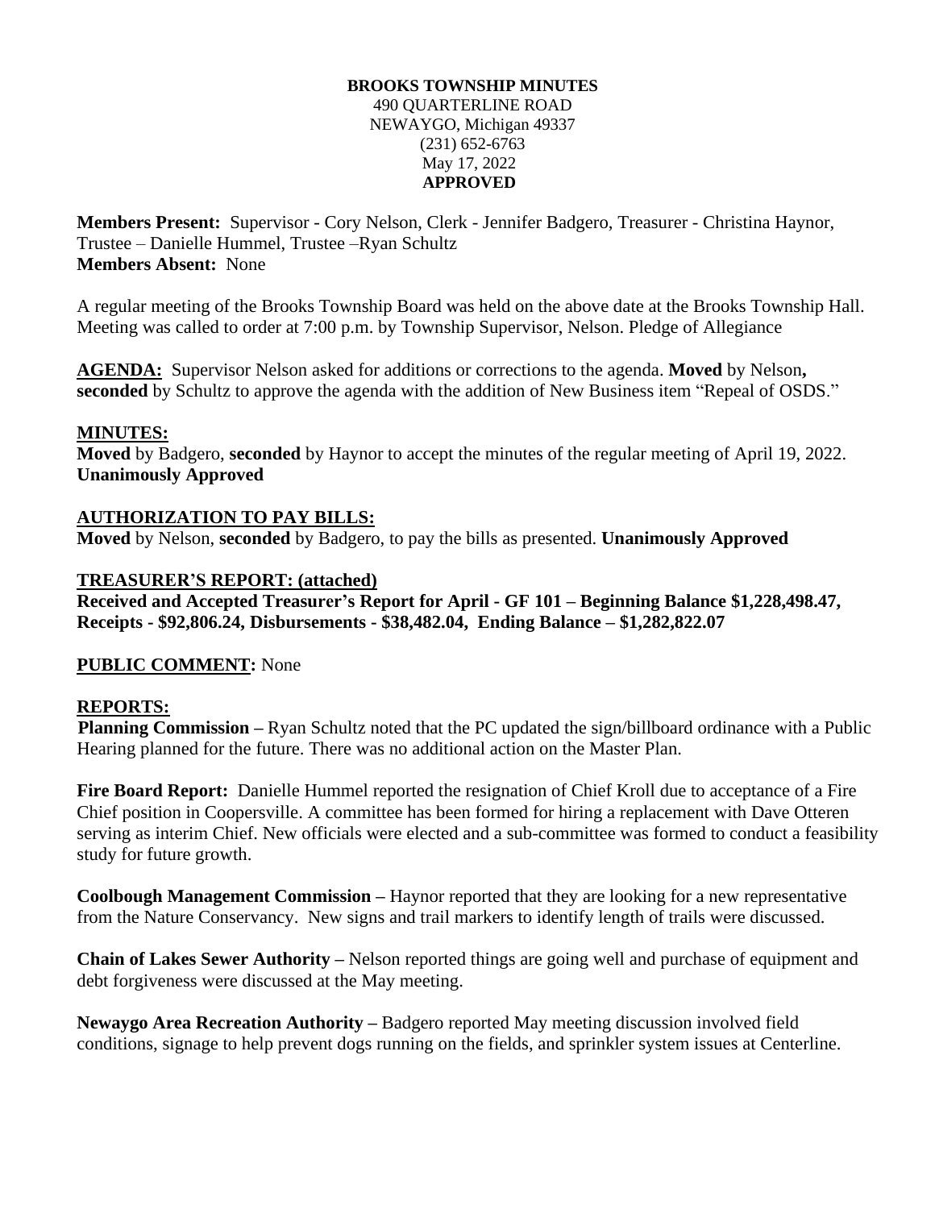**BROOKS TOWNSHIP MINUTES**
490 QUARTERLINE ROAD
NEWAYGO, Michigan 49337
(231) 652-6763
May 17, 2022
**APPROVED**

**Members Present:** Supervisor - Cory Nelson, Clerk - Jennifer Badgero, Treasurer - Christina Haynor, Trustee – Danielle Hummel, Trustee –Ryan Schultz
**Members Absent:** None

A regular meeting of the Brooks Township Board was held on the above date at the Brooks Township Hall. Meeting was called to order at 7:00 p.m. by Township Supervisor, Nelson. Pledge of Allegiance

**AGENDA:** Supervisor Nelson asked for additions or corrections to the agenda. **Moved** by Nelson**, seconded** by Schultz to approve the agenda with the addition of New Business item "Repeal of OSDS."

**MINUTES:**
**Moved** by Badgero, **seconded** by Haynor to accept the minutes of the regular meeting of April 19, 2022. **Unanimously Approved**

**AUTHORIZATION TO PAY BILLS:**
**Moved** by Nelson, **seconded** by Badgero, to pay the bills as presented. **Unanimously Approved**

**TREASURER'S REPORT: (attached)**
**Received and Accepted Treasurer's Report for April - GF 101 – Beginning Balance $1,228,498.47, Receipts - $92,806.24, Disbursements - $38,482.04, Ending Balance – $1,282,822.07**

**PUBLIC COMMENT:** None

**REPORTS:**
**Planning Commission –** Ryan Schultz noted that the PC updated the sign/billboard ordinance with a Public Hearing planned for the future. There was no additional action on the Master Plan.

**Fire Board Report:** Danielle Hummel reported the resignation of Chief Kroll due to acceptance of a Fire Chief position in Coopersville. A committee has been formed for hiring a replacement with Dave Otteren serving as interim Chief. New officials were elected and a sub-committee was formed to conduct a feasibility study for future growth.

**Coolbough Management Commission –** Haynor reported that they are looking for a new representative from the Nature Conservancy. New signs and trail markers to identify length of trails were discussed.

**Chain of Lakes Sewer Authority –** Nelson reported things are going well and purchase of equipment and debt forgiveness were discussed at the May meeting.

**Newaygo Area Recreation Authority –** Badgero reported May meeting discussion involved field conditions, signage to help prevent dogs running on the fields, and sprinkler system issues at Centerline.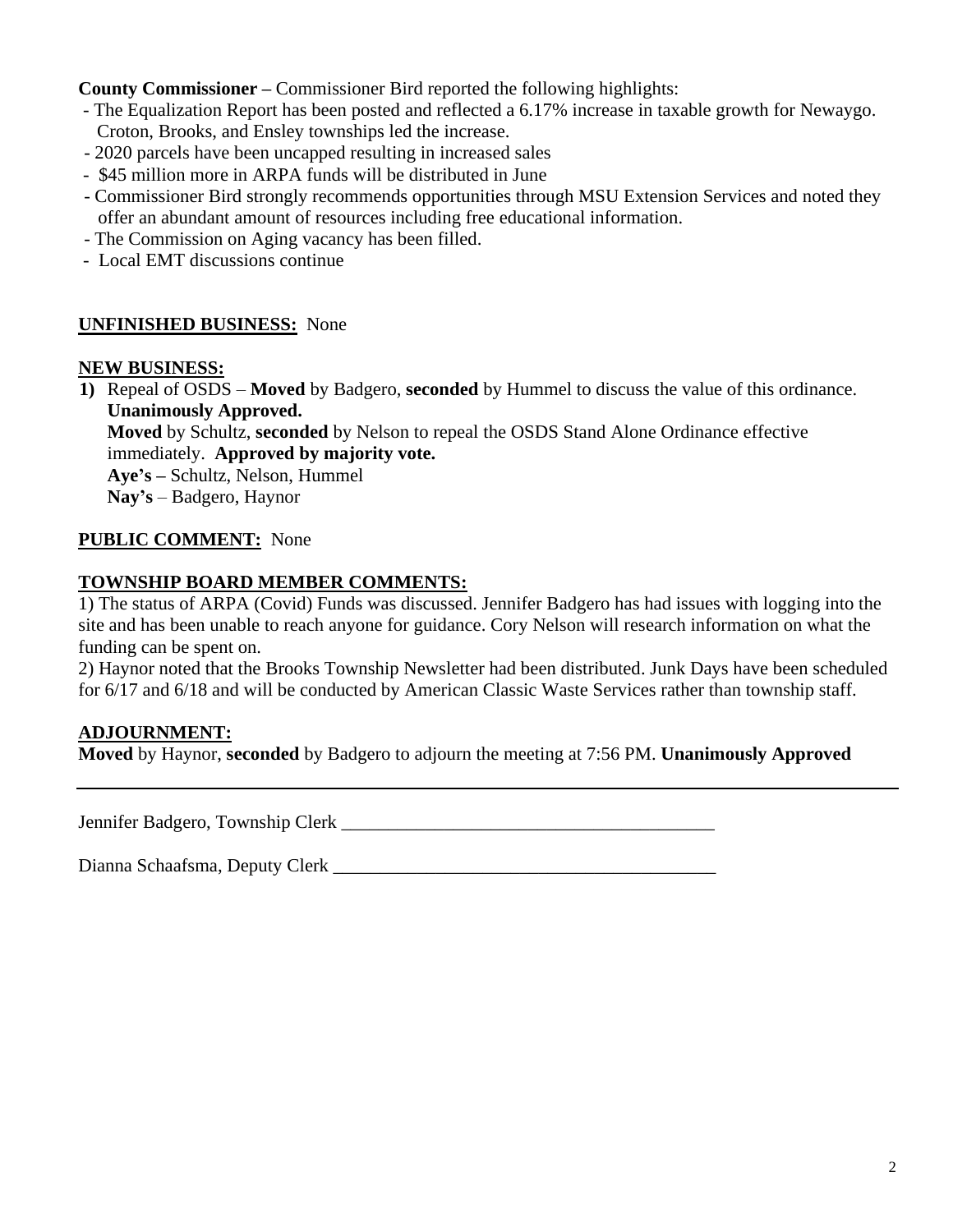**County Commissioner –** Commissioner Bird reported the following highlights:

- The Equalization Report has been posted and reflected a 6.17% increase in taxable growth for Newaygo. Croton, Brooks, and Ensley townships led the increase.
- 2020 parcels have been uncapped resulting in increased sales
- $45 million more in ARPA funds will be distributed in June
- Commissioner Bird strongly recommends opportunities through MSU Extension Services and noted they offer an abundant amount of resources including free educational information.
- The Commission on Aging vacancy has been filled.
- Local EMT discussions continue

**UNFINISHED BUSINESS:** None

**NEW BUSINESS:**

**1)** Repeal of OSDS – **Moved** by Badgero, **seconded** by Hummel to discuss the value of this ordinance. **Unanimously Approved.**
**Moved** by Schultz, **seconded** by Nelson to repeal the OSDS Stand Alone Ordinance effective immediately. **Approved by majority vote.**
**Aye's –** Schultz, Nelson, Hummel
**Nay's** – Badgero, Haynor

**PUBLIC COMMENT:** None

**TOWNSHIP BOARD MEMBER COMMENTS:**

1) The status of ARPA (Covid) Funds was discussed. Jennifer Badgero has had issues with logging into the site and has been unable to reach anyone for guidance. Cory Nelson will research information on what the funding can be spent on.

2) Haynor noted that the Brooks Township Newsletter had been distributed. Junk Days have been scheduled for 6/17 and 6/18 and will be conducted by American Classic Waste Services rather than township staff.

**ADJOURNMENT:**

**Moved** by Haynor, **seconded** by Badgero to adjourn the meeting at 7:56 PM. **Unanimously Approved**

---

Jennifer Badgero, Township Clerk ________________________________________

Dianna Schaafsma, Deputy Clerk _________________________________________